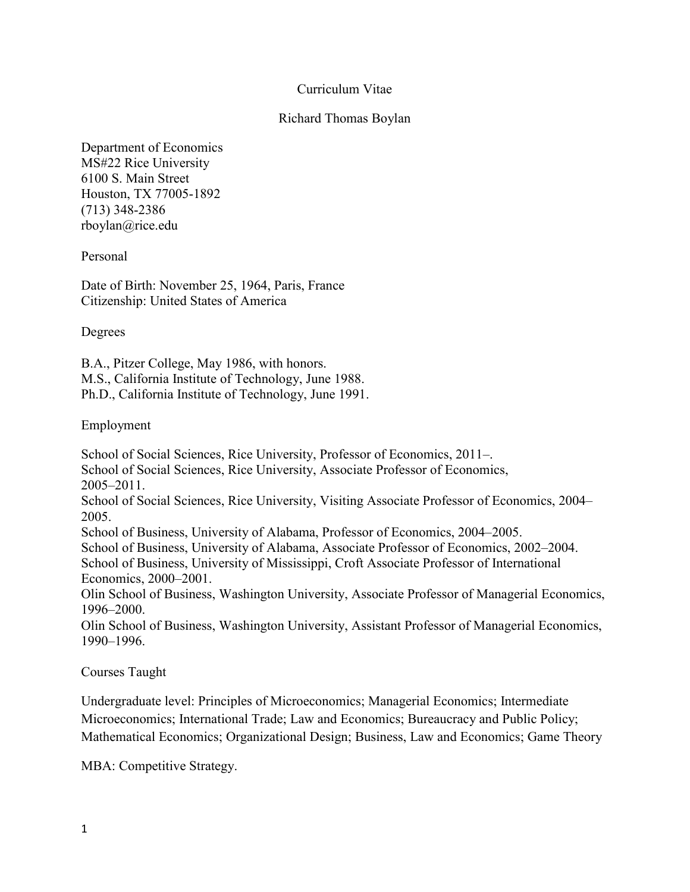# Curriculum Vitae

## Richard Thomas Boylan

Department of Economics
MS#22 Rice University
6100 S. Main Street
Houston, TX 77005-1892
(713) 348-2386
rboylan@rice.edu

### Personal

Date of Birth: November 25, 1964, Paris, France
Citizenship: United States of America

### Degrees

B.A., Pitzer College, May 1986, with honors.
M.S., California Institute of Technology, June 1988.
Ph.D., California Institute of Technology, June 1991.

### Employment

School of Social Sciences, Rice University, Professor of Economics, 2011–.
School of Social Sciences, Rice University, Associate Professor of Economics, 2005–2011.
School of Social Sciences, Rice University, Visiting Associate Professor of Economics, 2004–2005.
School of Business, University of Alabama, Professor of Economics, 2004–2005.
School of Business, University of Alabama, Associate Professor of Economics, 2002–2004.
School of Business, University of Mississippi, Croft Associate Professor of International Economics, 2000–2001.
Olin School of Business, Washington University, Associate Professor of Managerial Economics, 1996–2000.
Olin School of Business, Washington University, Assistant Professor of Managerial Economics, 1990–1996.

### Courses Taught

Undergraduate level: Principles of Microeconomics; Managerial Economics; Intermediate Microeconomics; International Trade; Law and Economics; Bureaucracy and Public Policy; Mathematical Economics; Organizational Design; Business, Law and Economics; Game Theory

MBA: Competitive Strategy.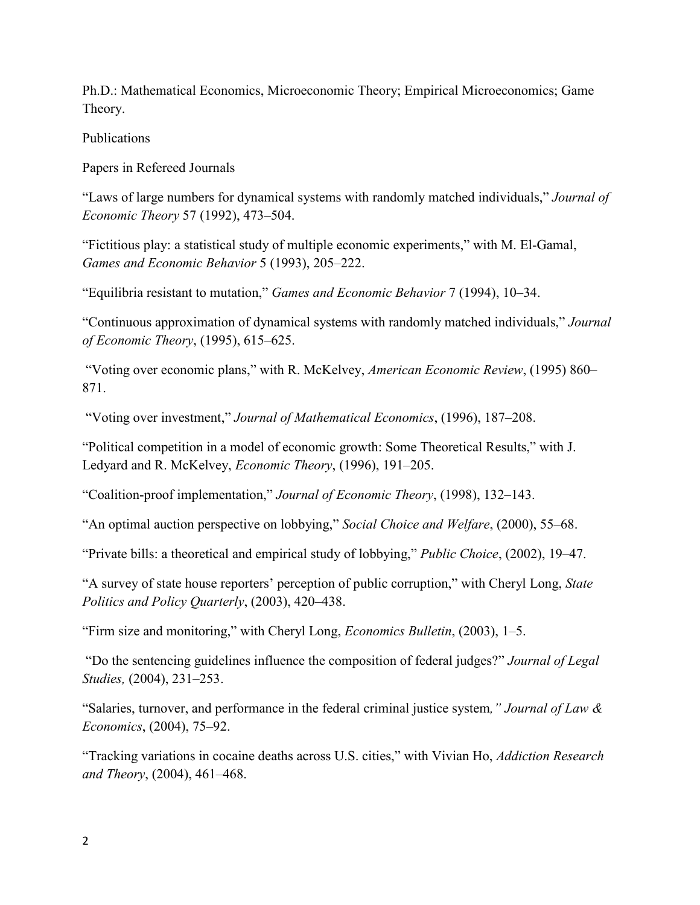Ph.D.: Mathematical Economics, Microeconomic Theory; Empirical Microeconomics; Game Theory.

## Publications

### Papers in Refereed Journals

"Laws of large numbers for dynamical systems with randomly matched individuals," *Journal of Economic Theory* 57 (1992), 473–504.

"Fictitious play: a statistical study of multiple economic experiments," with M. El-Gamal, *Games and Economic Behavior* 5 (1993), 205–222.

"Equilibria resistant to mutation," *Games and Economic Behavior* 7 (1994), 10–34.

"Continuous approximation of dynamical systems with randomly matched individuals," *Journal of Economic Theory*, (1995), 615–625.

"Voting over economic plans," with R. McKelvey, *American Economic Review*, (1995) 860–871.

"Voting over investment," *Journal of Mathematical Economics*, (1996), 187–208.

"Political competition in a model of economic growth: Some Theoretical Results," with J. Ledyard and R. McKelvey, *Economic Theory*, (1996), 191–205.

"Coalition-proof implementation," *Journal of Economic Theory*, (1998), 132–143.

"An optimal auction perspective on lobbying," *Social Choice and Welfare*, (2000), 55–68.

"Private bills: a theoretical and empirical study of lobbying," *Public Choice*, (2002), 19–47.

"A survey of state house reporters' perception of public corruption," with Cheryl Long, *State Politics and Policy Quarterly*, (2003), 420–438.

"Firm size and monitoring," with Cheryl Long, *Economics Bulletin*, (2003), 1–5.

"Do the sentencing guidelines influence the composition of federal judges?" *Journal of Legal Studies,* (2004), 231–253.

"Salaries, turnover, and performance in the federal criminal justice system*," Journal of Law & Economics*, (2004), 75–92.

"Tracking variations in cocaine deaths across U.S. cities," with Vivian Ho, *Addiction Research and Theory*, (2004), 461–468.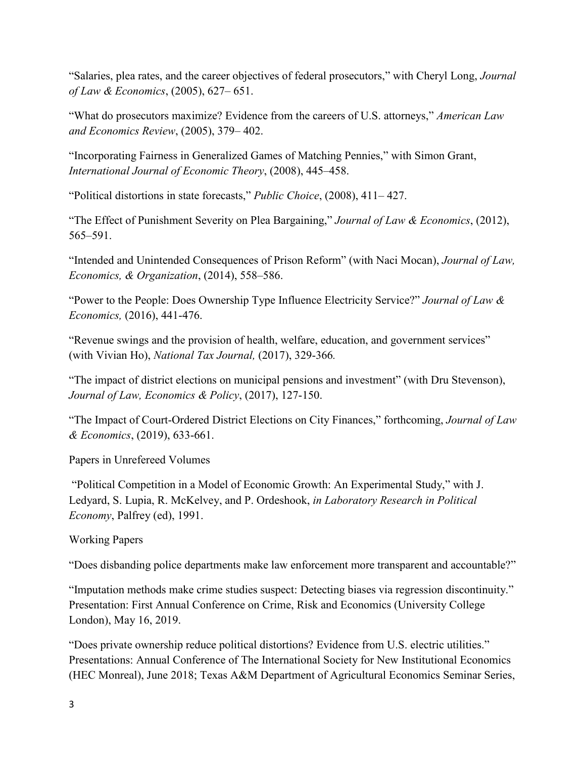“Salaries, plea rates, and the career objectives of federal prosecutors,” with Cheryl Long, *Journal of Law & Economics*, (2005), 627– 651.

“What do prosecutors maximize? Evidence from the careers of U.S. attorneys,” *American Law and Economics Review*, (2005), 379– 402.

“Incorporating Fairness in Generalized Games of Matching Pennies,” with Simon Grant, *International Journal of Economic Theory*, (2008), 445–458.

“Political distortions in state forecasts,” *Public Choice*, (2008), 411– 427.

“The Effect of Punishment Severity on Plea Bargaining,” *Journal of Law & Economics*, (2012), 565–591.

“Intended and Unintended Consequences of Prison Reform” (with Naci Mocan), *Journal of Law, Economics, & Organization*, (2014), 558–586.

“Power to the People: Does Ownership Type Influence Electricity Service?” *Journal of Law & Economics,* (2016), 441-476.

“Revenue swings and the provision of health, welfare, education, and government services” (with Vivian Ho), *National Tax Journal,* (2017), 329-366*.*

“The impact of district elections on municipal pensions and investment” (with Dru Stevenson), *Journal of Law, Economics & Policy*, (2017), 127-150.

“The Impact of Court-Ordered District Elections on City Finances,” forthcoming, *Journal of Law & Economics*, (2019), 633-661.

Papers in Unrefereed Volumes

“Political Competition in a Model of Economic Growth: An Experimental Study,” with J. Ledyard, S. Lupia, R. McKelvey, and P. Ordeshook, *in Laboratory Research in Political Economy*, Palfrey (ed), 1991.

Working Papers

“Does disbanding police departments make law enforcement more transparent and accountable?”

“Imputation methods make crime studies suspect: Detecting biases via regression discontinuity.” Presentation: First Annual Conference on Crime, Risk and Economics (University College London), May 16, 2019.

“Does private ownership reduce political distortions? Evidence from U.S. electric utilities.” Presentations: Annual Conference of The International Society for New Institutional Economics (HEC Monreal), June 2018; Texas A&M Department of Agricultural Economics Seminar Series,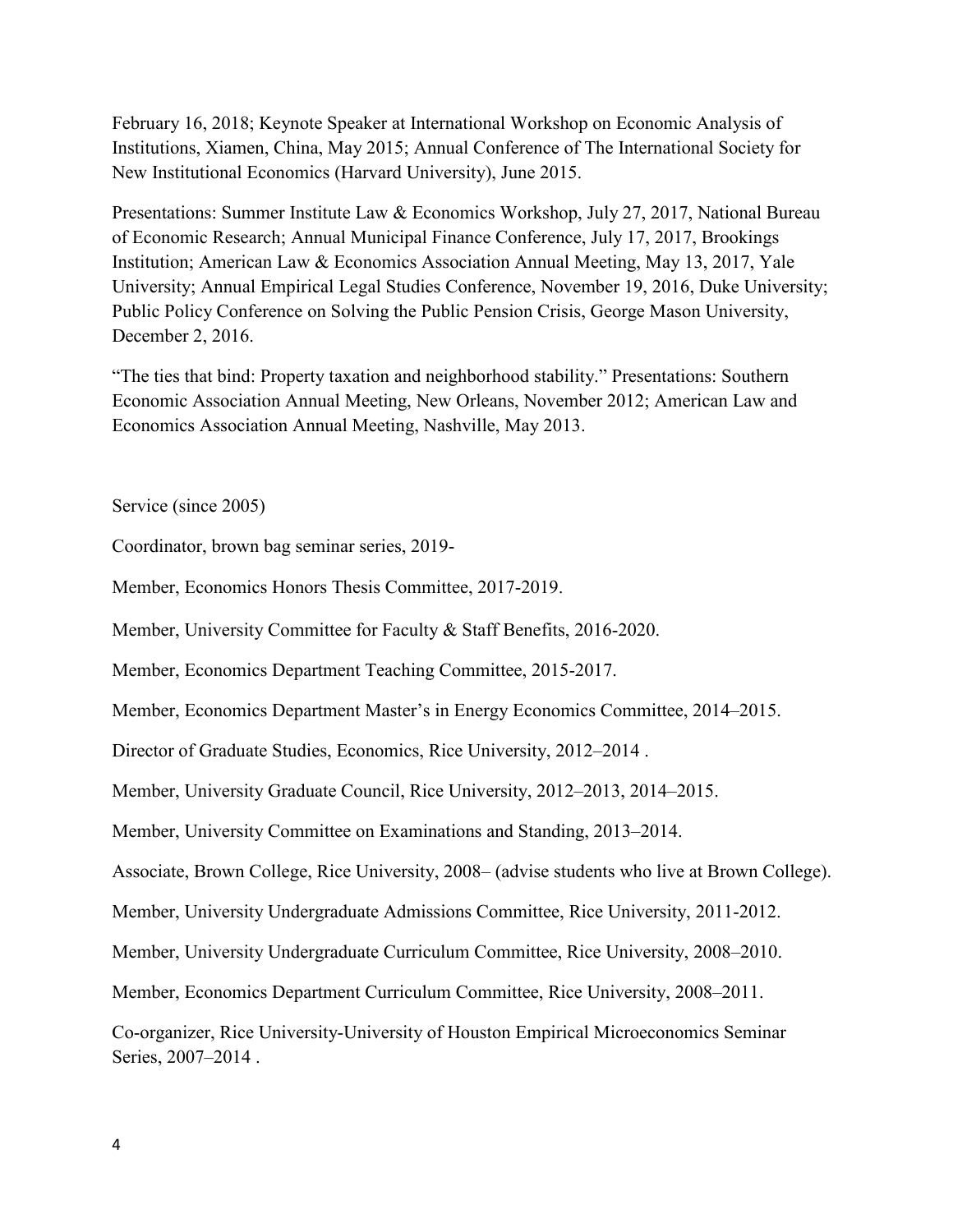February 16, 2018; Keynote Speaker at International Workshop on Economic Analysis of Institutions, Xiamen, China, May 2015; Annual Conference of The International Society for New Institutional Economics (Harvard University), June 2015.

Presentations: Summer Institute Law & Economics Workshop, July 27, 2017, National Bureau of Economic Research; Annual Municipal Finance Conference, July 17, 2017, Brookings Institution; American Law & Economics Association Annual Meeting, May 13, 2017, Yale University; Annual Empirical Legal Studies Conference, November 19, 2016, Duke University; Public Policy Conference on Solving the Public Pension Crisis, George Mason University, December 2, 2016.

"The ties that bind: Property taxation and neighborhood stability." Presentations: Southern Economic Association Annual Meeting, New Orleans, November 2012; American Law and Economics Association Annual Meeting, Nashville, May 2013.

Service (since 2005)

Coordinator, brown bag seminar series, 2019-

Member, Economics Honors Thesis Committee, 2017-2019.

Member, University Committee for Faculty & Staff Benefits, 2016-2020.

Member, Economics Department Teaching Committee, 2015-2017.

Member, Economics Department Master's in Energy Economics Committee, 2014–2015.

Director of Graduate Studies, Economics, Rice University, 2012–2014 .

Member, University Graduate Council, Rice University, 2012–2013, 2014–2015.

Member, University Committee on Examinations and Standing, 2013–2014.

Associate, Brown College, Rice University, 2008– (advise students who live at Brown College).

Member, University Undergraduate Admissions Committee, Rice University, 2011-2012.

Member, University Undergraduate Curriculum Committee, Rice University, 2008–2010.

Member, Economics Department Curriculum Committee, Rice University, 2008–2011.

Co-organizer, Rice University-University of Houston Empirical Microeconomics Seminar Series, 2007–2014 .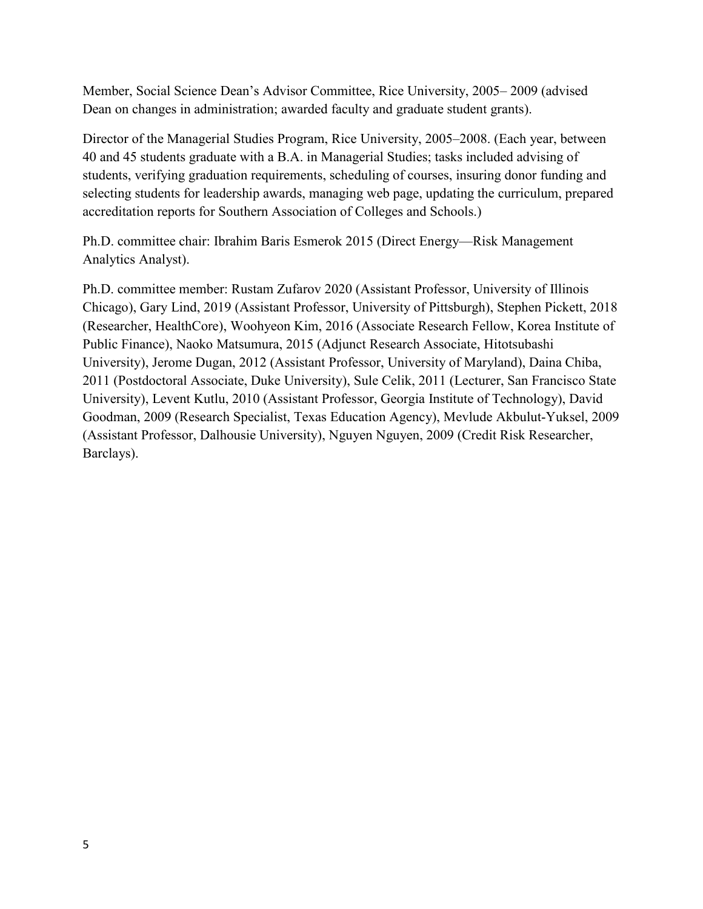Member, Social Science Dean's Advisor Committee, Rice University, 2005– 2009 (advised Dean on changes in administration; awarded faculty and graduate student grants).

Director of the Managerial Studies Program, Rice University, 2005–2008. (Each year, between 40 and 45 students graduate with a B.A. in Managerial Studies; tasks included advising of students, verifying graduation requirements, scheduling of courses, insuring donor funding and selecting students for leadership awards, managing web page, updating the curriculum, prepared accreditation reports for Southern Association of Colleges and Schools.)

Ph.D. committee chair: Ibrahim Baris Esmerok 2015 (Direct Energy—Risk Management Analytics Analyst).

Ph.D. committee member: Rustam Zufarov 2020 (Assistant Professor, University of Illinois Chicago), Gary Lind, 2019 (Assistant Professor, University of Pittsburgh), Stephen Pickett, 2018 (Researcher, HealthCore), Woohyeon Kim, 2016 (Associate Research Fellow, Korea Institute of Public Finance), Naoko Matsumura, 2015 (Adjunct Research Associate, Hitotsubashi University), Jerome Dugan, 2012 (Assistant Professor, University of Maryland), Daina Chiba, 2011 (Postdoctoral Associate, Duke University), Sule Celik, 2011 (Lecturer, San Francisco State University), Levent Kutlu, 2010 (Assistant Professor, Georgia Institute of Technology), David Goodman, 2009 (Research Specialist, Texas Education Agency), Mevlude Akbulut-Yuksel, 2009 (Assistant Professor, Dalhousie University), Nguyen Nguyen, 2009 (Credit Risk Researcher, Barclays).